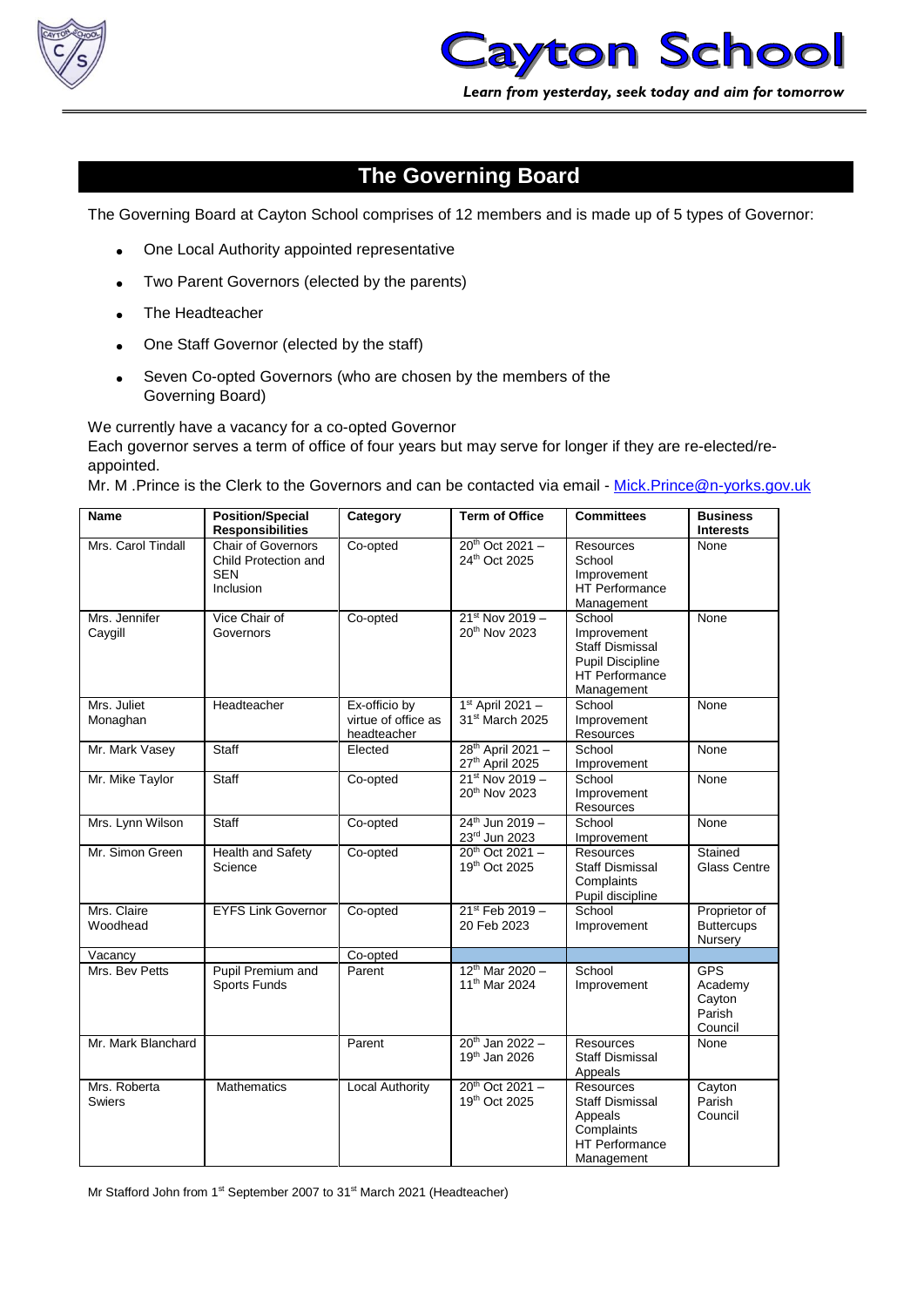# Cayton School

*Learn from yesterday, seek today and aim for tomorrow*

## The Governing Board

The Governing Board at Cayton School comprises of 12 members and is made up of 5 types of Governor:

- One Local Authority appointed representative
- Two Parent Governors (elected by the parents)
- The Headteacher
- One Staff Governor (elected by the staff)
- Seven Co-opted Governors (who are chosen by the members of the Governing Board)

We currently have a vacancy for a co-opted Governor

Each governor serves a term of office of four years but may serve for longer if they are re-elected/re-appointed.

Mr. M .Prince is the Clerk to the Governors and can be contacted via email - Mick.Prince@n-yorks.gov.uk

| Name | Position/Special Responsibilities | Category | Term of Office | Committees | Business Interests |
|---|---|---|---|---|---|
| Mrs. Carol Tindall | Chair of Governors Child Protection and SEN Inclusion | Co-opted | 20th Oct 2021 – 24th Oct 2025 | Resources School Improvement HT Performance Management | None |
| Mrs. Jennifer Caygill | Vice Chair of Governors | Co-opted | 21st Nov 2019 – 20th Nov 2023 | School Improvement Staff Dismissal Pupil Discipline HT Performance Management | None |
| Mrs. Juliet Monaghan | Headteacher | Ex-officio by virtue of office as headteacher | 1st April 2021 – 31st March 2025 | School Improvement Resources | None |
| Mr. Mark Vasey | Staff | Elected | 28th April 2021 – 27th April 2025 | School Improvement | None |
| Mr. Mike Taylor | Staff | Co-opted | 21st Nov 2019 – 20th Nov 2023 | School Improvement Resources | None |
| Mrs. Lynn Wilson | Staff | Co-opted | 24th Jun 2019 – 23rd Jun 2023 | School Improvement | None |
| Mr. Simon Green | Health and Safety Science | Co-opted | 20th Oct 2021 – 19th Oct 2025 | Resources Staff Dismissal Complaints Pupil discipline | Stained Glass Centre |
| Mrs. Claire Woodhead | EYFS Link Governor | Co-opted | 21st Feb 2019 – 20 Feb 2023 | School Improvement | Proprietor of Buttercups Nursery |
| Vacancy | | Co-opted | | | |
| Mrs. Bev Petts | Pupil Premium and Sports Funds | Parent | 12th Mar 2020 – 11th Mar 2024 | School Improvement | GPS Academy Cayton Parish Council |
| Mr. Mark Blanchard | | Parent | 20th Jan 2022 – 19th Jan 2026 | Resources Staff Dismissal Appeals | None |
| Mrs. Roberta Swiers | Mathematics | Local Authority | 20th Oct 2021 – 19th Oct 2025 | Resources Staff Dismissal Appeals Complaints HT Performance Management | Cayton Parish Council |

Mr Stafford John from 1st September 2007 to 31st March 2021 (Headteacher)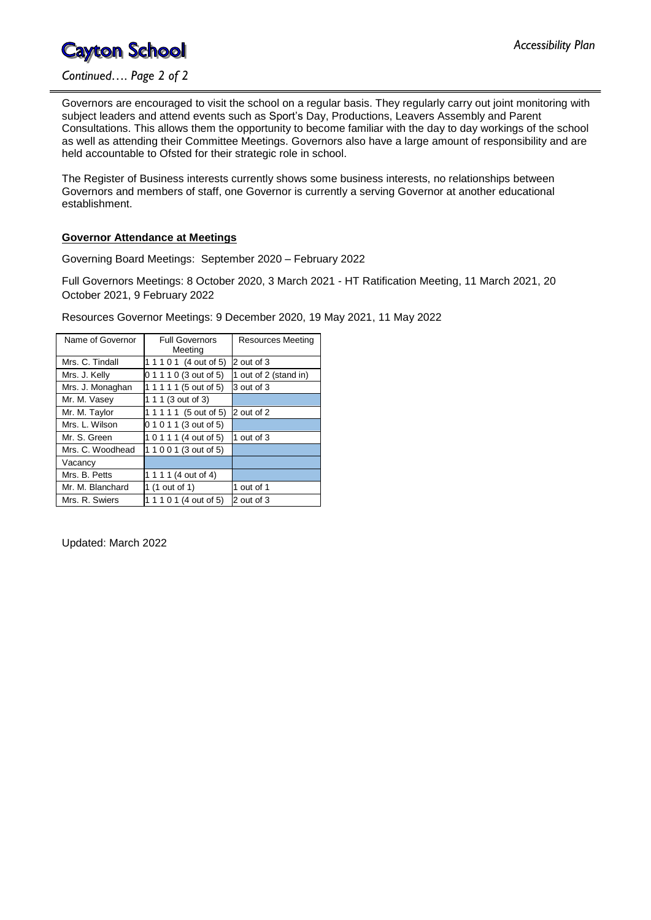Governors are encouraged to visit the school on a regular basis. They regularly carry out joint monitoring with subject leaders and attend events such as Sport's Day, Productions, Leavers Assembly and Parent Consultations. This allows them the opportunity to become familiar with the day to day workings of the school as well as attending their Committee Meetings. Governors also have a large amount of responsibility and are held accountable to Ofsted for their strategic role in school.

The Register of Business interests currently shows some business interests, no relationships between Governors and members of staff, one Governor is currently a serving Governor at another educational establishment.

**Governor Attendance at Meetings**

Governing Board Meetings: September 2020 – February 2022

Full Governors Meetings: 8 October 2020, 3 March 2021 - HT Ratification Meeting, 11 March 2021, 20 October 2021, 9 February 2022

Resources Governor Meetings: 9 December 2020, 19 May 2021, 11 May 2022

| Name of Governor | Full Governors Meeting | Resources Meeting |
|---|---|---|
| Mrs. C. Tindall | 1 1 1 0 1 (4 out of 5) | 2 out of 3 |
| Mrs. J. Kelly | 0 1 1 1 0 (3 out of 5) | 1 out of 2 (stand in) |
| Mrs. J. Monaghan | 1 1 1 1 1 (5 out of 5) | 3 out of 3 |
| Mr. M. Vasey | 1 1 1 (3 out of 3) | |
| Mr. M. Taylor | 1 1 1 1 1 (5 out of 5) | 2 out of 2 |
| Mrs. L. Wilson | 0 1 0 1 1 (3 out of 5) | |
| Mr. S. Green | 1 0 1 1 1 (4 out of 5) | 1 out of 3 |
| Mrs. C. Woodhead | 1 1 0 0 1 (3 out of 5) | |
| Vacancy | | |
| Mrs. B. Petts | 1 1 1 1 (4 out of 4) | |
| Mr. M. Blanchard | 1 (1 out of 1) | 1 out of 1 |
| Mrs. R. Swiers | 1 1 1 0 1 (4 out of 5) | 2 out of 3 |

Updated: March 2022